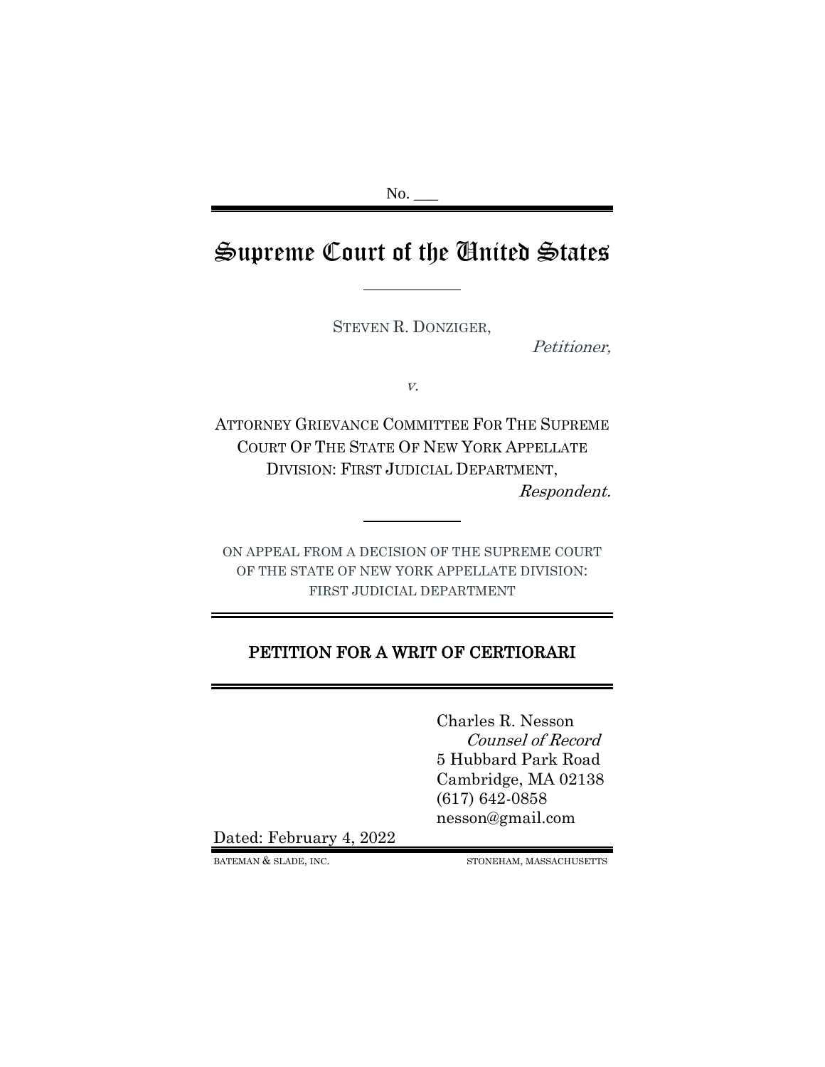No. ___

# Supreme Court of the United States

STEVEN R. DONZIGER,

*Petitioner,*

*v.*

ATTORNEY GRIEVANCE COMMITTEE FOR THE SUPREME COURT OF THE STATE OF NEW YORK APPELLATE DIVISION: FIRST JUDICIAL DEPARTMENT,

*Respondent.*

ON APPEAL FROM A DECISION OF THE SUPREME COURT OF THE STATE OF NEW YORK APPELLATE DIVISION: FIRST JUDICIAL DEPARTMENT

## PETITION FOR A WRIT OF CERTIORARI

Charles R. Nesson
*Counsel of Record*
5 Hubbard Park Road
Cambridge, MA 02138
(617) 642-0858
nesson@gmail.com

Dated: February 4, 2022

BATEMAN & SLADE, INC. STONEHAM, MASSACHUSETTS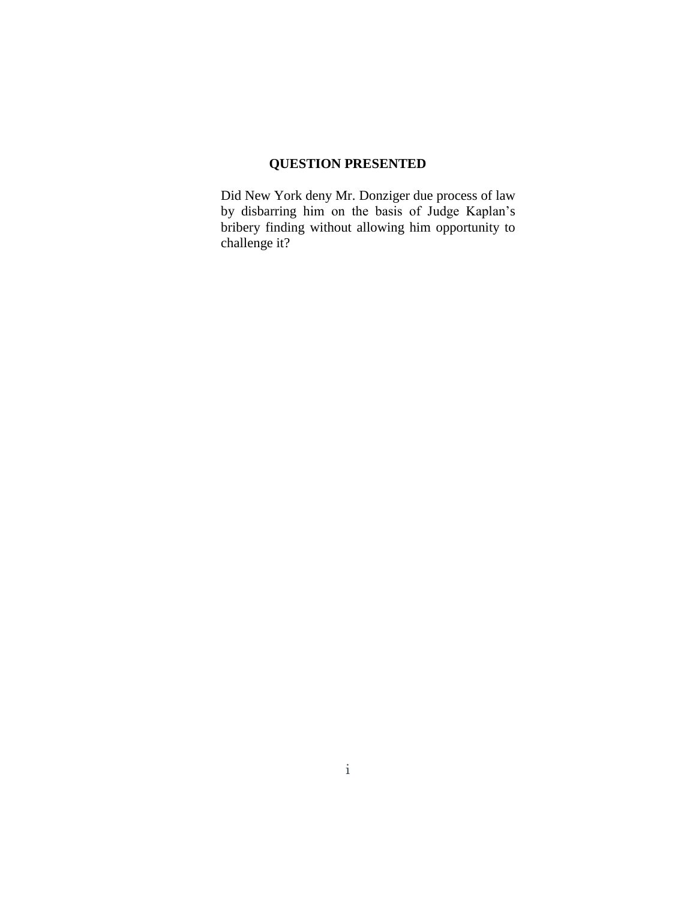## QUESTION PRESENTED

Did New York deny Mr. Donziger due process of law by disbarring him on the basis of Judge Kaplan's bribery finding without allowing him opportunity to challenge it?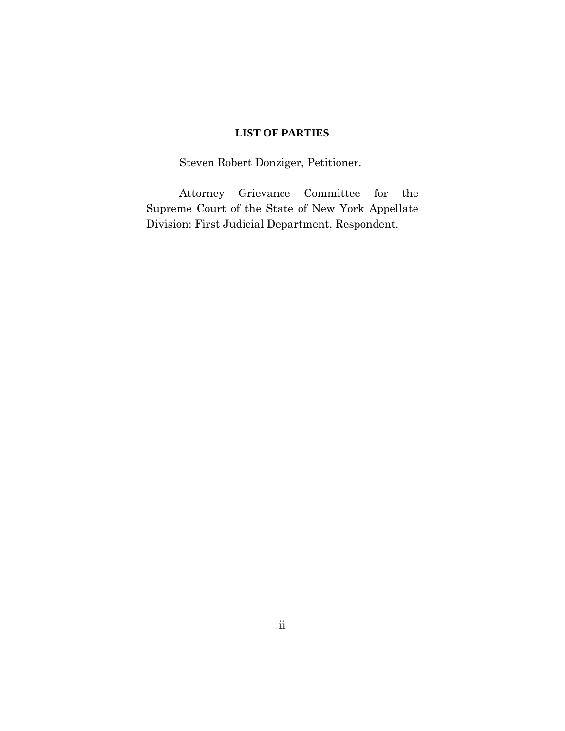## LIST OF PARTIES

Steven Robert Donziger, Petitioner.

Attorney Grievance Committee for the Supreme Court of the State of New York Appellate Division: First Judicial Department, Respondent.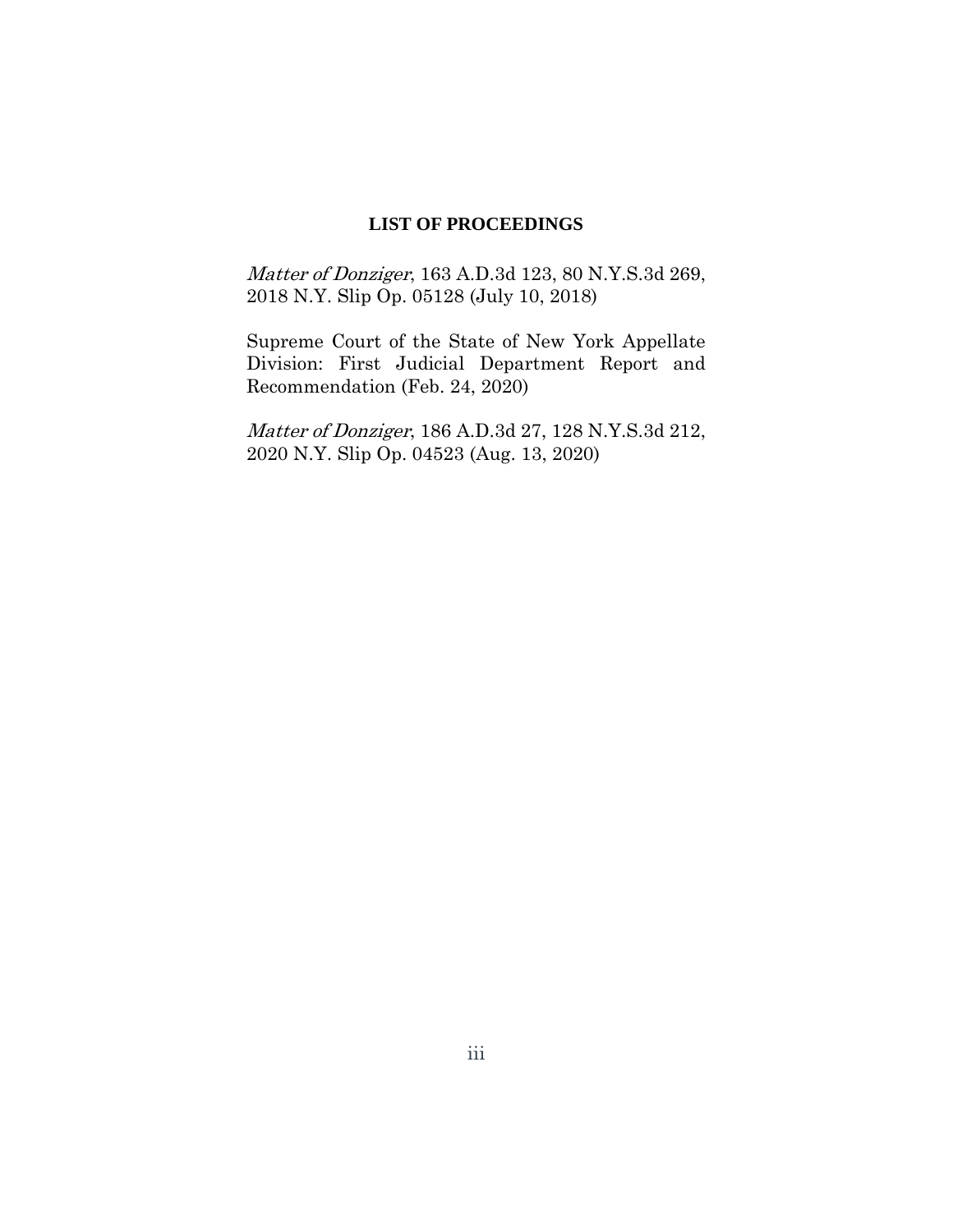## LIST OF PROCEEDINGS

*Matter of Donziger*, 163 A.D.3d 123, 80 N.Y.S.3d 269, 2018 N.Y. Slip Op. 05128 (July 10, 2018)

Supreme Court of the State of New York Appellate Division: First Judicial Department Report and Recommendation (Feb. 24, 2020)

*Matter of Donziger*, 186 A.D.3d 27, 128 N.Y.S.3d 212, 2020 N.Y. Slip Op. 04523 (Aug. 13, 2020)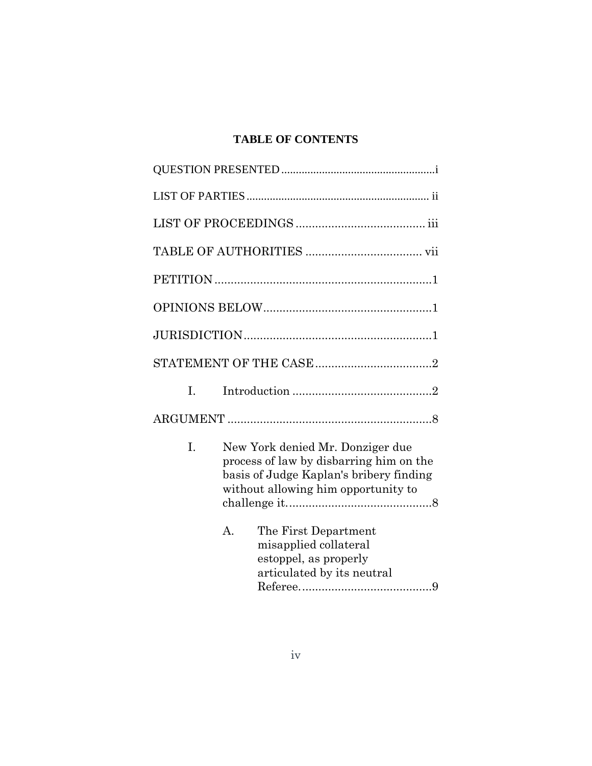## TABLE OF CONTENTS

QUESTION PRESENTED .................................................... i

LIST OF PARTIES .............................................................. ii

LIST OF PROCEEDINGS ........................................ iii

TABLE OF AUTHORITIES .................................... vii

PETITION ..................................................................1

OPINIONS BELOW....................................................1

JURISDICTION..........................................................1

STATEMENT OF THE CASE ....................................2

I. Introduction ..........................................2

ARGUMENT ..............................................................8

I. New York denied Mr. Donziger due process of law by disbarring him on the basis of Judge Kaplan's bribery finding without allowing him opportunity to challenge it. ...........................................8

A. The First Department misapplied collateral estoppel, as properly articulated by its neutral Referee. .......................................9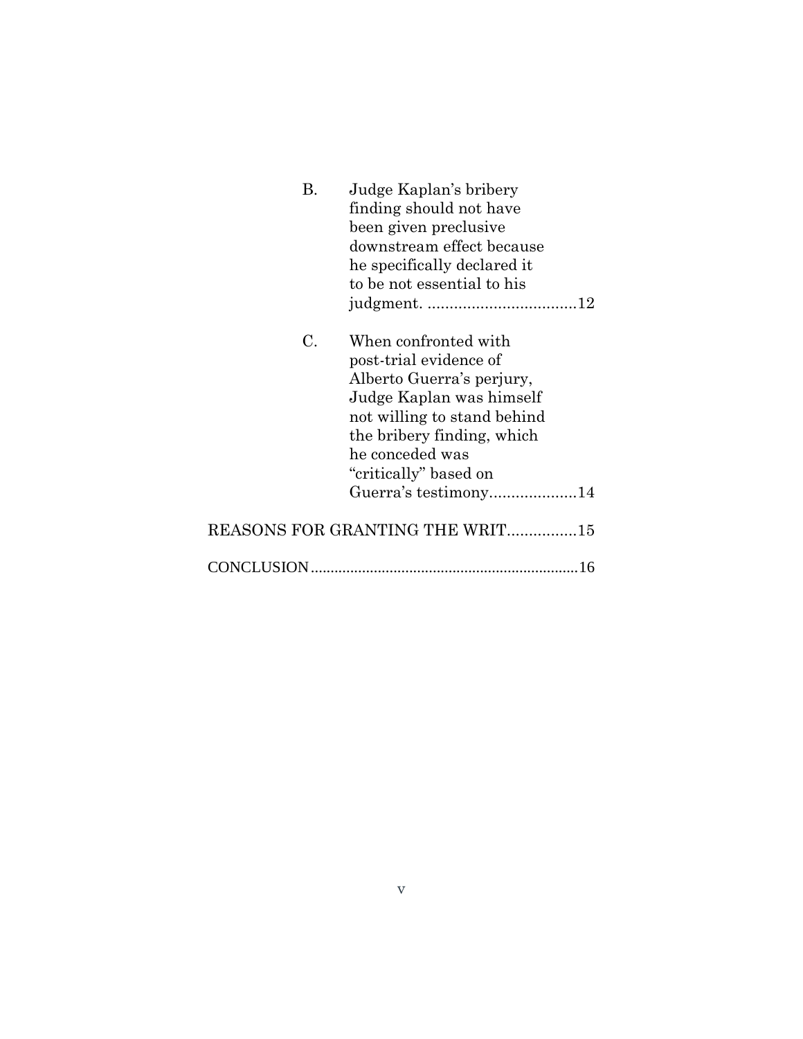B. Judge Kaplan's bribery finding should not have been given preclusive downstream effect because he specifically declared it to be not essential to his judgment. ..................................12

C. When confronted with post-trial evidence of Alberto Guerra's perjury, Judge Kaplan was himself not willing to stand behind the bribery finding, which he conceded was "critically" based on Guerra's testimony....................14

REASONS FOR GRANTING THE WRIT................15

CONCLUSION...................................................................16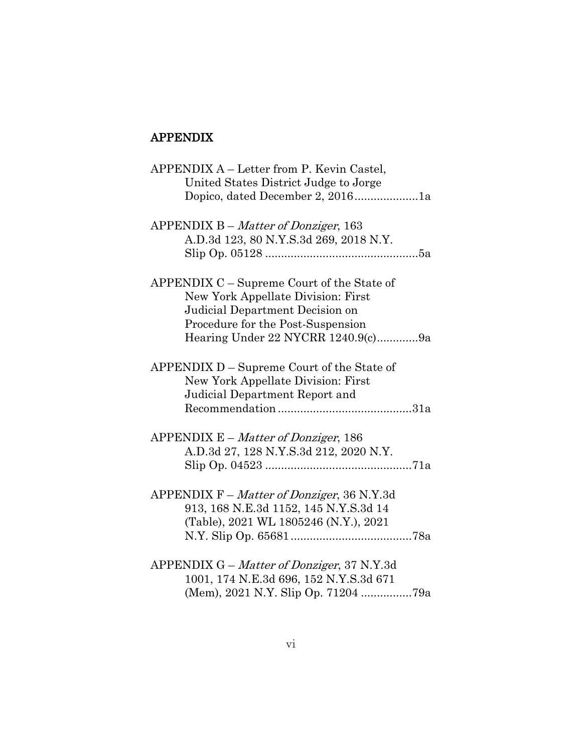## APPENDIX

APPENDIX A – Letter from P. Kevin Castel, United States District Judge to Jorge Dopico, dated December 2, 2016....................1a

APPENDIX B – *Matter of Donziger*, 163 A.D.3d 123, 80 N.Y.S.3d 269, 2018 N.Y. Slip Op. 05128 ................................................5a

APPENDIX C – Supreme Court of the State of New York Appellate Division: First Judicial Department Decision on Procedure for the Post-Suspension Hearing Under 22 NYCRR 1240.9(c).............9a

APPENDIX D – Supreme Court of the State of New York Appellate Division: First Judicial Department Report and Recommendation..........................................31a

APPENDIX E – *Matter of Donziger*, 186 A.D.3d 27, 128 N.Y.S.3d 212, 2020 N.Y. Slip Op. 04523 ..............................................71a

APPENDIX F – *Matter of Donziger*, 36 N.Y.3d 913, 168 N.E.3d 1152, 145 N.Y.S.3d 14 (Table), 2021 WL 1805246 (N.Y.), 2021 N.Y. Slip Op. 65681......................................78a

APPENDIX G – *Matter of Donziger*, 37 N.Y.3d 1001, 174 N.E.3d 696, 152 N.Y.S.3d 671 (Mem), 2021 N.Y. Slip Op. 71204 ................79a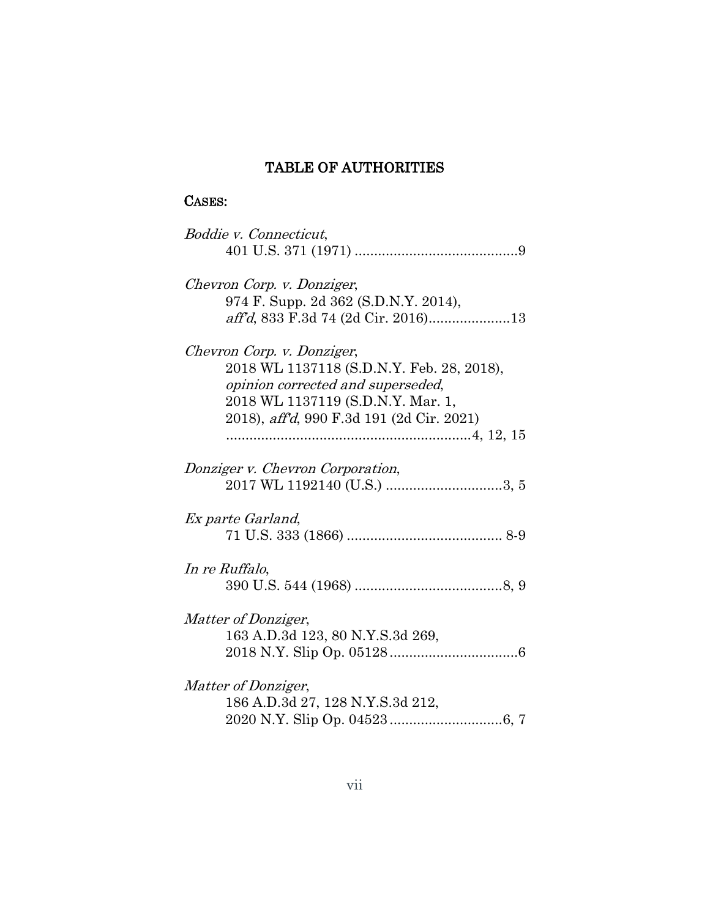## TABLE OF AUTHORITIES

### CASES:

*Boddie v. Connecticut*,
401 U.S. 371 (1971) ..........................................9

*Chevron Corp. v. Donziger*,
974 F. Supp. 2d 362 (S.D.N.Y. 2014),
*aff'd*, 833 F.3d 74 (2d Cir. 2016).....................13

*Chevron Corp. v. Donziger*,
2018 WL 1137118 (S.D.N.Y. Feb. 28, 2018),
*opinion corrected and superseded*,
2018 WL 1137119 (S.D.N.Y. Mar. 1,
2018), *aff'd*, 990 F.3d 191 (2d Cir. 2021)
..............................................................4, 12, 15

*Donziger v. Chevron Corporation*,
2017 WL 1192140 (U.S.) ..............................3, 5

*Ex parte Garland*,
71 U.S. 333 (1866) ........................................ 8-9

*In re Ruffalo*,
390 U.S. 544 (1968) ......................................8, 9

*Matter of Donziger*,
163 A.D.3d 123, 80 N.Y.S.3d 269,
2018 N.Y. Slip Op. 05128.................................6

*Matter of Donziger*,
186 A.D.3d 27, 128 N.Y.S.3d 212,
2020 N.Y. Slip Op. 04523.............................6, 7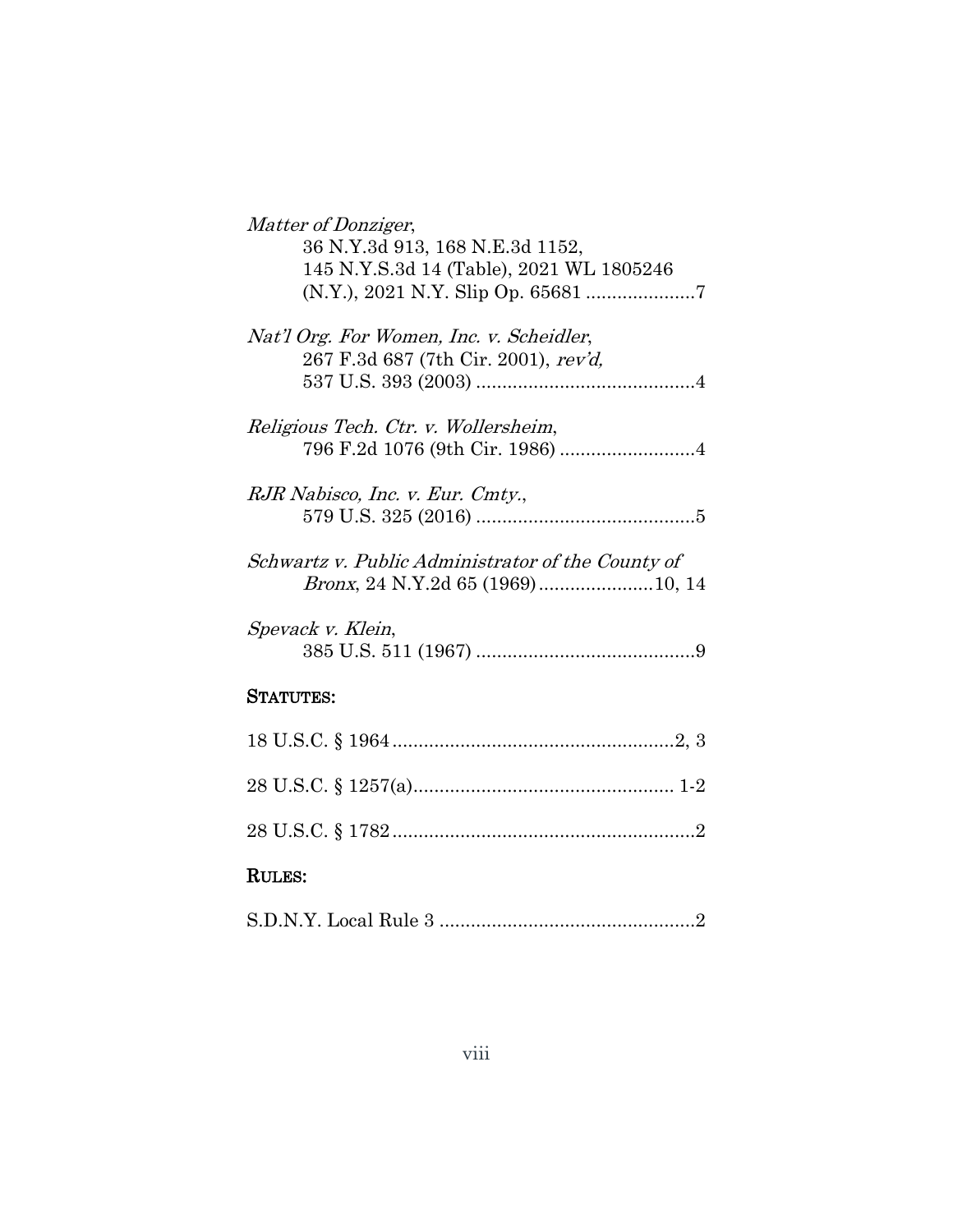*Matter of Donziger*,
36 N.Y.3d 913, 168 N.E.3d 1152,
145 N.Y.S.3d 14 (Table), 2021 WL 1805246
(N.Y.), 2021 N.Y. Slip Op. 65681 ....................7

*Nat'l Org. For Women, Inc. v. Scheidler*,
267 F.3d 687 (7th Cir. 2001), *rev'd*,
537 U.S. 393 (2003) .........................................4

*Religious Tech. Ctr. v. Wollersheim*,
796 F.2d 1076 (9th Cir. 1986) .........................4

*RJR Nabisco, Inc. v. Eur. Cmty.*,
579 U.S. 325 (2016) .........................................5

*Schwartz v. Public Administrator of the County of Bronx*, 24 N.Y.2d 65 (1969).....................10, 14

*Spevack v. Klein*,
385 U.S. 511 (1967) .........................................9

## STATUTES:

18 U.S.C. § 1964.....................................................2, 3

28 U.S.C. § 1257(a)................................................. 1-2

28 U.S.C. § 1782.........................................................2

## RULES:

S.D.N.Y. Local Rule 3 ................................................2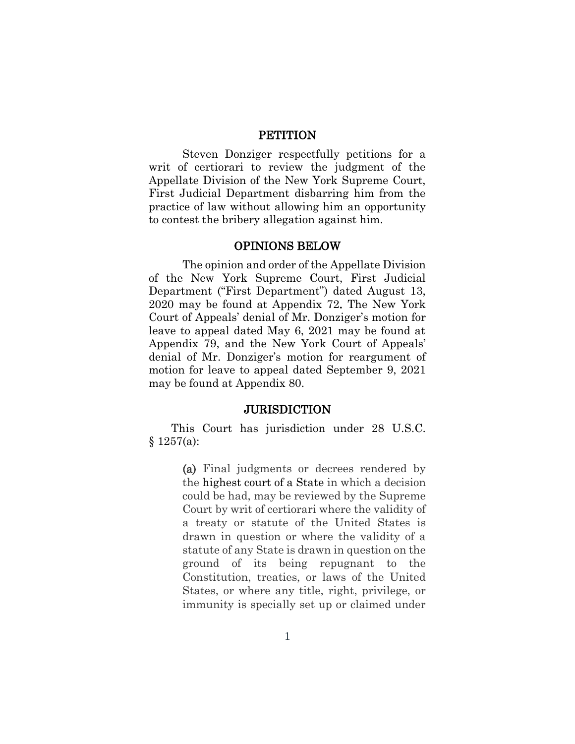## PETITION

Steven Donziger respectfully petitions for a writ of certiorari to review the judgment of the Appellate Division of the New York Supreme Court, First Judicial Department disbarring him from the practice of law without allowing him an opportunity to contest the bribery allegation against him.

## OPINIONS BELOW

The opinion and order of the Appellate Division of the New York Supreme Court, First Judicial Department ("First Department") dated August 13, 2020 may be found at Appendix 72. The New York Court of Appeals' denial of Mr. Donziger's motion for leave to appeal dated May 6, 2021 may be found at Appendix 79, and the New York Court of Appeals' denial of Mr. Donziger's motion for reargument of motion for leave to appeal dated September 9, 2021 may be found at Appendix 80.

## JURISDICTION

This Court has jurisdiction under 28 U.S.C. § 1257(a):

> **(a)** Final judgments or decrees rendered by the highest court of a State in which a decision could be had, may be reviewed by the Supreme Court by writ of certiorari where the validity of a treaty or statute of the United States is drawn in question or where the validity of a statute of any State is drawn in question on the ground of its being repugnant to the Constitution, treaties, or laws of the United States, or where any title, right, privilege, or immunity is specially set up or claimed under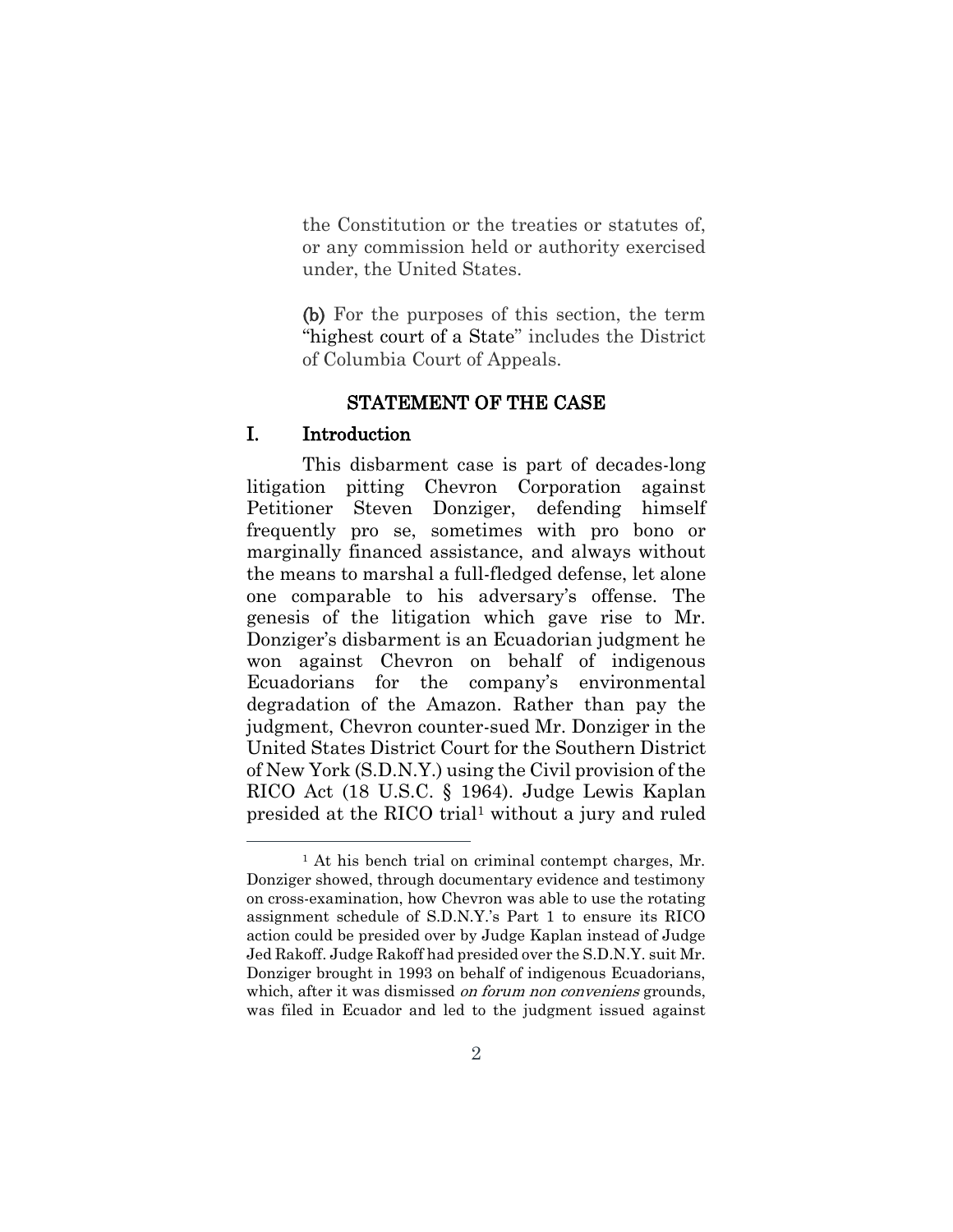the Constitution or the treaties or statutes of, or any commission held or authority exercised under, the United States.

**(b)** For the purposes of this section, the term "highest court of a State" includes the District of Columbia Court of Appeals.

## STATEMENT OF THE CASE

### I. Introduction

This disbarment case is part of decades-long litigation pitting Chevron Corporation against Petitioner Steven Donziger, defending himself frequently pro se, sometimes with pro bono or marginally financed assistance, and always without the means to marshal a full-fledged defense, let alone one comparable to his adversary's offense. The genesis of the litigation which gave rise to Mr. Donziger's disbarment is an Ecuadorian judgment he won against Chevron on behalf of indigenous Ecuadorians for the company's environmental degradation of the Amazon. Rather than pay the judgment, Chevron counter-sued Mr. Donziger in the United States District Court for the Southern District of New York (S.D.N.Y.) using the Civil provision of the RICO Act (18 U.S.C. § 1964). Judge Lewis Kaplan presided at the RICO trial[1] without a jury and ruled

[1] At his bench trial on criminal contempt charges, Mr. Donziger showed, through documentary evidence and testimony on cross-examination, how Chevron was able to use the rotating assignment schedule of S.D.N.Y.'s Part 1 to ensure its RICO action could be presided over by Judge Kaplan instead of Judge Jed Rakoff. Judge Rakoff had presided over the S.D.N.Y. suit Mr. Donziger brought in 1993 on behalf of indigenous Ecuadorians, which, after it was dismissed *on forum non conveniens* grounds, was filed in Ecuador and led to the judgment issued against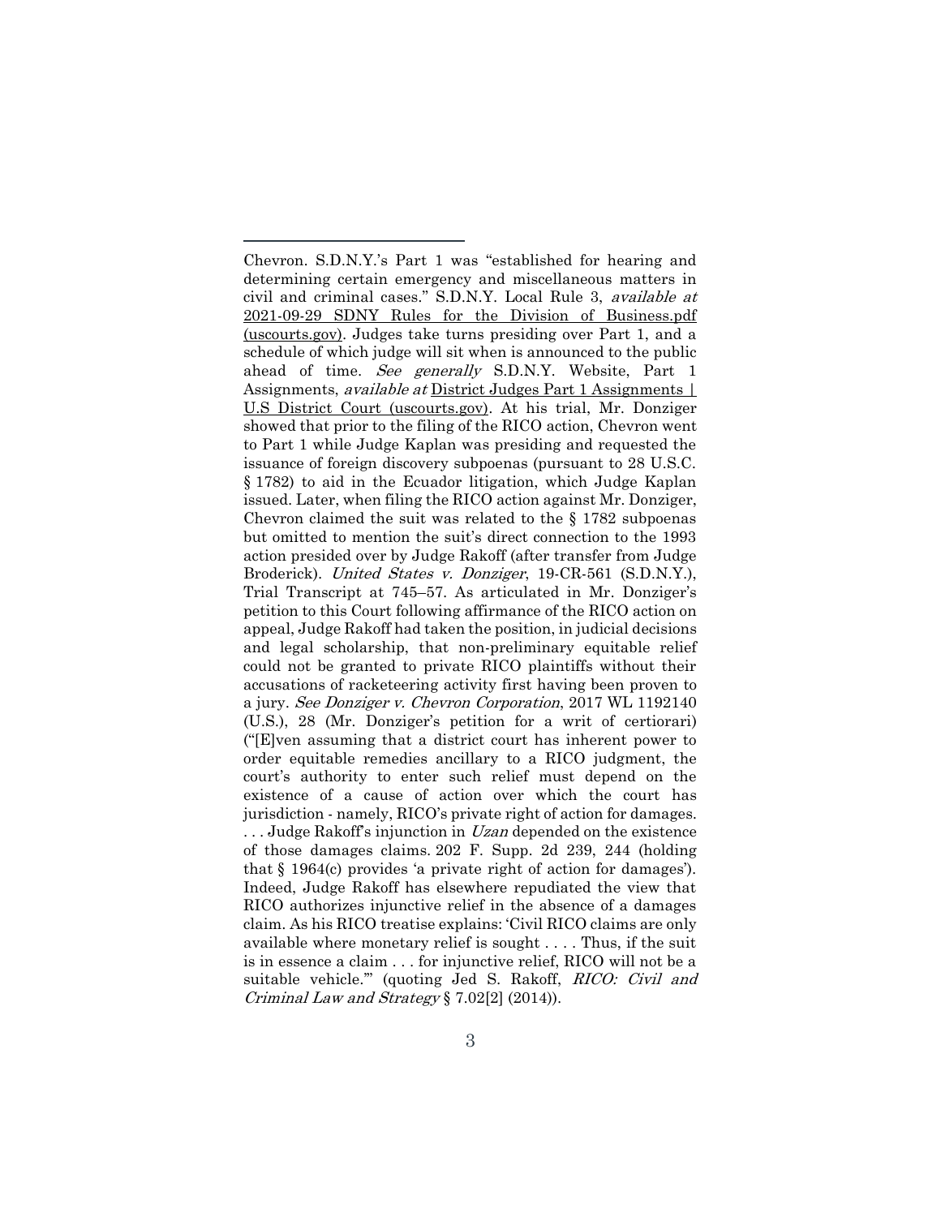Chevron. S.D.N.Y.'s Part 1 was "established for hearing and determining certain emergency and miscellaneous matters in civil and criminal cases." S.D.N.Y. Local Rule 3, *available at* 2021-09-29 SDNY Rules for the Division of Business.pdf (uscourts.gov). Judges take turns presiding over Part 1, and a schedule of which judge will sit when is announced to the public ahead of time. *See generally* S.D.N.Y. Website, Part 1 Assignments, *available at* District Judges Part 1 Assignments | U.S District Court (uscourts.gov). At his trial, Mr. Donziger showed that prior to the filing of the RICO action, Chevron went to Part 1 while Judge Kaplan was presiding and requested the issuance of foreign discovery subpoenas (pursuant to 28 U.S.C. § 1782) to aid in the Ecuador litigation, which Judge Kaplan issued. Later, when filing the RICO action against Mr. Donziger, Chevron claimed the suit was related to the § 1782 subpoenas but omitted to mention the suit's direct connection to the 1993 action presided over by Judge Rakoff (after transfer from Judge Broderick). *United States v. Donziger*, 19-CR-561 (S.D.N.Y.), Trial Transcript at 745–57. As articulated in Mr. Donziger's petition to this Court following affirmance of the RICO action on appeal, Judge Rakoff had taken the position, in judicial decisions and legal scholarship, that non-preliminary equitable relief could not be granted to private RICO plaintiffs without their accusations of racketeering activity first having been proven to a jury. *See Donziger v. Chevron Corporation*, 2017 WL 1192140 (U.S.), 28 (Mr. Donziger's petition for a writ of certiorari) ("[E]ven assuming that a district court has inherent power to order equitable remedies ancillary to a RICO judgment, the court's authority to enter such relief must depend on the existence of a cause of action over which the court has jurisdiction - namely, RICO's private right of action for damages. . . . Judge Rakoff's injunction in *Uzan* depended on the existence of those damages claims. 202 F. Supp. 2d 239, 244 (holding that § 1964(c) provides 'a private right of action for damages'). Indeed, Judge Rakoff has elsewhere repudiated the view that RICO authorizes injunctive relief in the absence of a damages claim. As his RICO treatise explains: 'Civil RICO claims are only available where monetary relief is sought . . . . Thus, if the suit is in essence a claim . . . for injunctive relief, RICO will not be a suitable vehicle.'" (quoting Jed S. Rakoff, *RICO: Civil and Criminal Law and Strategy* § 7.02[2] (2014)).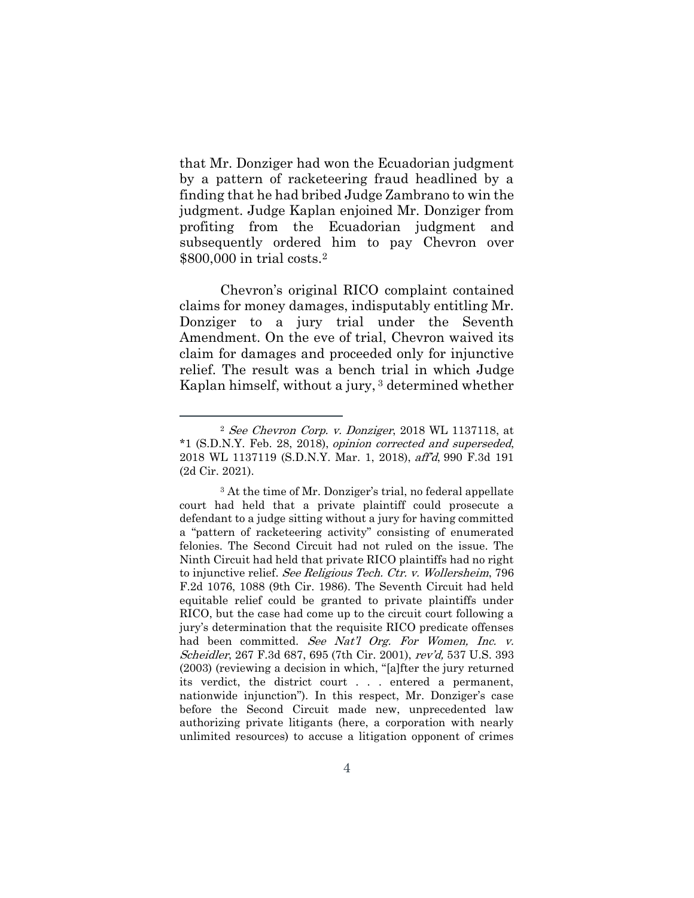that Mr. Donziger had won the Ecuadorian judgment by a pattern of racketeering fraud headlined by a finding that he had bribed Judge Zambrano to win the judgment. Judge Kaplan enjoined Mr. Donziger from profiting from the Ecuadorian judgment and subsequently ordered him to pay Chevron over $800,000 in trial costs.[2]

Chevron's original RICO complaint contained claims for money damages, indisputably entitling Mr. Donziger to a jury trial under the Seventh Amendment. On the eve of trial, Chevron waived its claim for damages and proceeded only for injunctive relief. The result was a bench trial in which Judge Kaplan himself, without a jury,[3] determined whether

---

[2] *See Chevron Corp. v. Donziger*, 2018 WL 1137118, at *1 (S.D.N.Y. Feb. 28, 2018), *opinion corrected and superseded*, 2018 WL 1137119 (S.D.N.Y. Mar. 1, 2018), *aff'd*, 990 F.3d 191 (2d Cir. 2021).

[3] At the time of Mr. Donziger's trial, no federal appellate court had held that a private plaintiff could prosecute a defendant to a judge sitting without a jury for having committed a "pattern of racketeering activity" consisting of enumerated felonies. The Second Circuit had not ruled on the issue. The Ninth Circuit had held that private RICO plaintiffs had no right to injunctive relief. *See Religious Tech. Ctr. v. Wollersheim*, 796 F.2d 1076, 1088 (9th Cir. 1986). The Seventh Circuit had held equitable relief could be granted to private plaintiffs under RICO, but the case had come up to the circuit court following a jury's determination that the requisite RICO predicate offenses had been committed. *See Nat'l Org. For Women, Inc. v. Scheidler*, 267 F.3d 687, 695 (7th Cir. 2001), *rev'd,* 537 U.S. 393 (2003) (reviewing a decision in which, "[a]fter the jury returned its verdict, the district court . . . entered a permanent, nationwide injunction"). In this respect, Mr. Donziger's case before the Second Circuit made new, unprecedented law authorizing private litigants (here, a corporation with nearly unlimited resources) to accuse a litigation opponent of crimes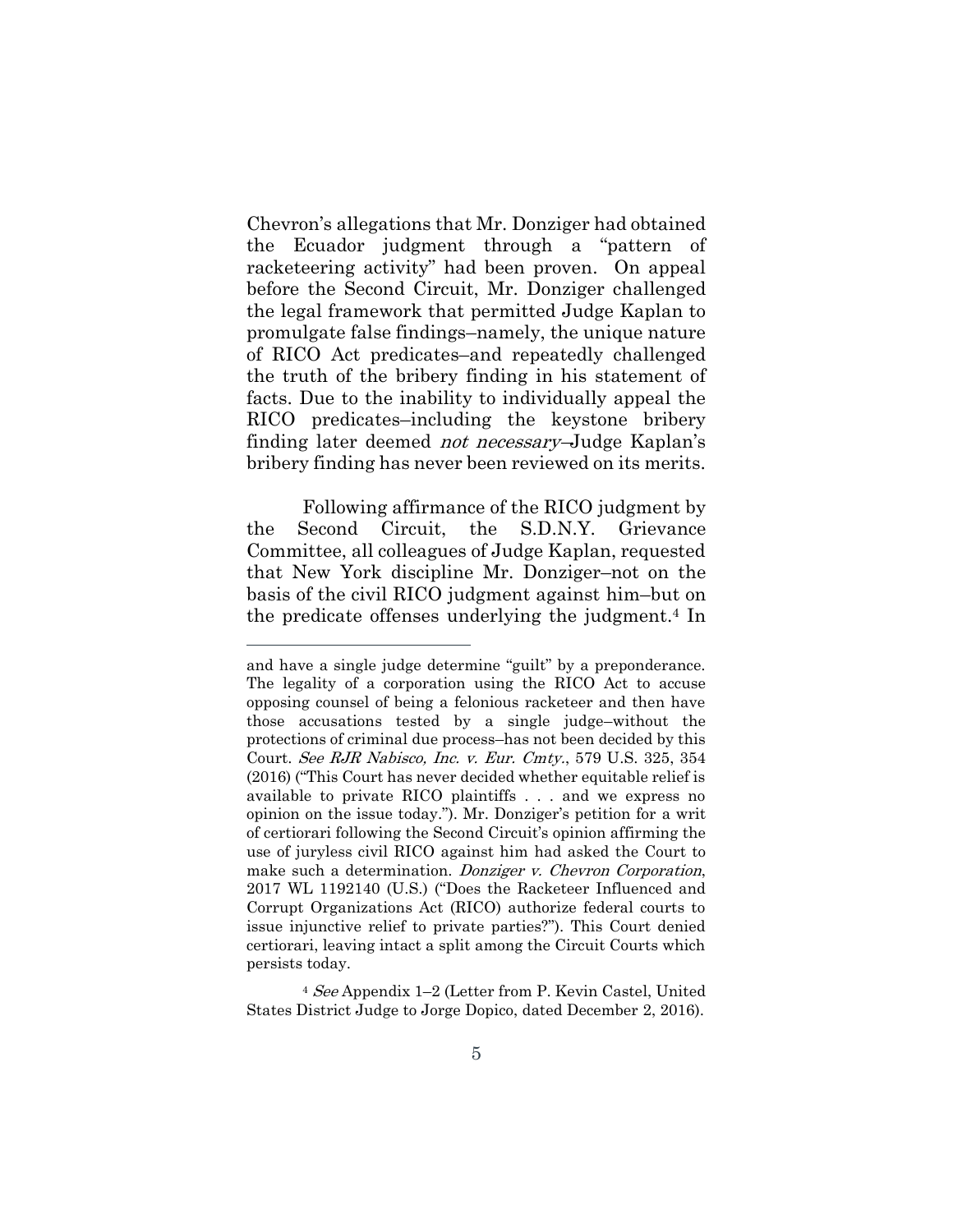Chevron's allegations that Mr. Donziger had obtained the Ecuador judgment through a "pattern of racketeering activity" had been proven. On appeal before the Second Circuit, Mr. Donziger challenged the legal framework that permitted Judge Kaplan to promulgate false findings–namely, the unique nature of RICO Act predicates–and repeatedly challenged the truth of the bribery finding in his statement of facts. Due to the inability to individually appeal the RICO predicates–including the keystone bribery finding later deemed *not necessary*–Judge Kaplan's bribery finding has never been reviewed on its merits.

Following affirmance of the RICO judgment by the Second Circuit, the S.D.N.Y. Grievance Committee, all colleagues of Judge Kaplan, requested that New York discipline Mr. Donziger–not on the basis of the civil RICO judgment against him–but on the predicate offenses underlying the judgment.[4] In

---

and have a single judge determine "guilt" by a preponderance. The legality of a corporation using the RICO Act to accuse opposing counsel of being a felonious racketeer and then have those accusations tested by a single judge–without the protections of criminal due process–has not been decided by this Court. *See RJR Nabisco, Inc. v. Eur. Cmty.*, 579 U.S. 325, 354 (2016) ("This Court has never decided whether equitable relief is available to private RICO plaintiffs . . . and we express no opinion on the issue today."). Mr. Donziger's petition for a writ of certiorari following the Second Circuit's opinion affirming the use of juryless civil RICO against him had asked the Court to make such a determination. *Donziger v. Chevron Corporation*, 2017 WL 1192140 (U.S.) ("Does the Racketeer Influenced and Corrupt Organizations Act (RICO) authorize federal courts to issue injunctive relief to private parties?"). This Court denied certiorari, leaving intact a split among the Circuit Courts which persists today.

[4] *See* Appendix 1–2 (Letter from P. Kevin Castel, United States District Judge to Jorge Dopico, dated December 2, 2016).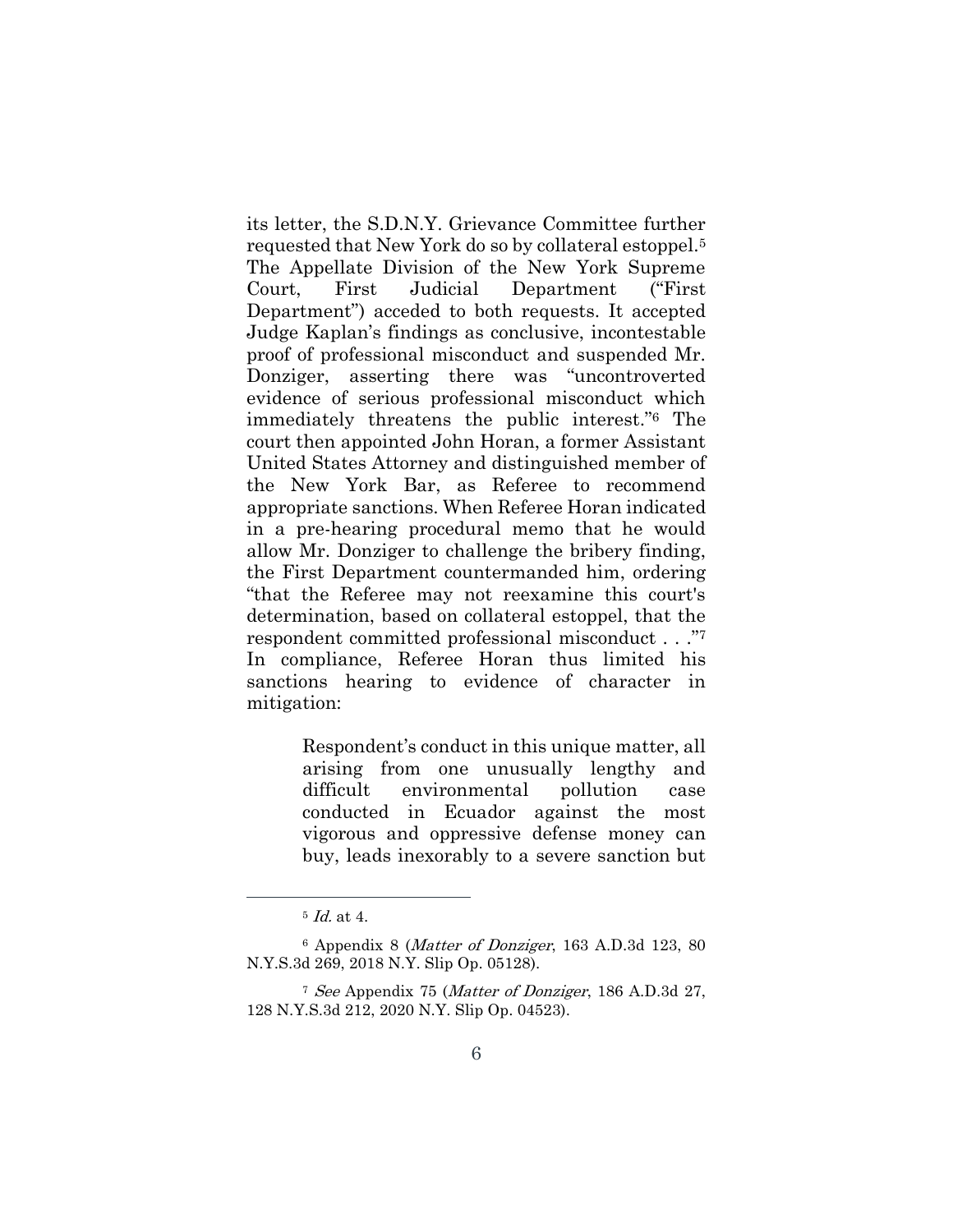its letter, the S.D.N.Y. Grievance Committee further requested that New York do so by collateral estoppel.[5] The Appellate Division of the New York Supreme Court, First Judicial Department ("First Department") acceded to both requests. It accepted Judge Kaplan's findings as conclusive, incontestable proof of professional misconduct and suspended Mr. Donziger, asserting there was "uncontroverted evidence of serious professional misconduct which immediately threatens the public interest."[6] The court then appointed John Horan, a former Assistant United States Attorney and distinguished member of the New York Bar, as Referee to recommend appropriate sanctions. When Referee Horan indicated in a pre-hearing procedural memo that he would allow Mr. Donziger to challenge the bribery finding, the First Department countermanded him, ordering "that the Referee may not reexamine this court's determination, based on collateral estoppel, that the respondent committed professional misconduct . . ."[7] In compliance, Referee Horan thus limited his sanctions hearing to evidence of character in mitigation:

> Respondent's conduct in this unique matter, all arising from one unusually lengthy and difficult environmental pollution case conducted in Ecuador against the most vigorous and oppressive defense money can buy, leads inexorably to a severe sanction but

---

[5] *Id.* at 4.

[6] Appendix 8 (*Matter of Donziger*, 163 A.D.3d 123, 80 N.Y.S.3d 269, 2018 N.Y. Slip Op. 05128).

[7] *See* Appendix 75 (*Matter of Donziger*, 186 A.D.3d 27, 128 N.Y.S.3d 212, 2020 N.Y. Slip Op. 04523).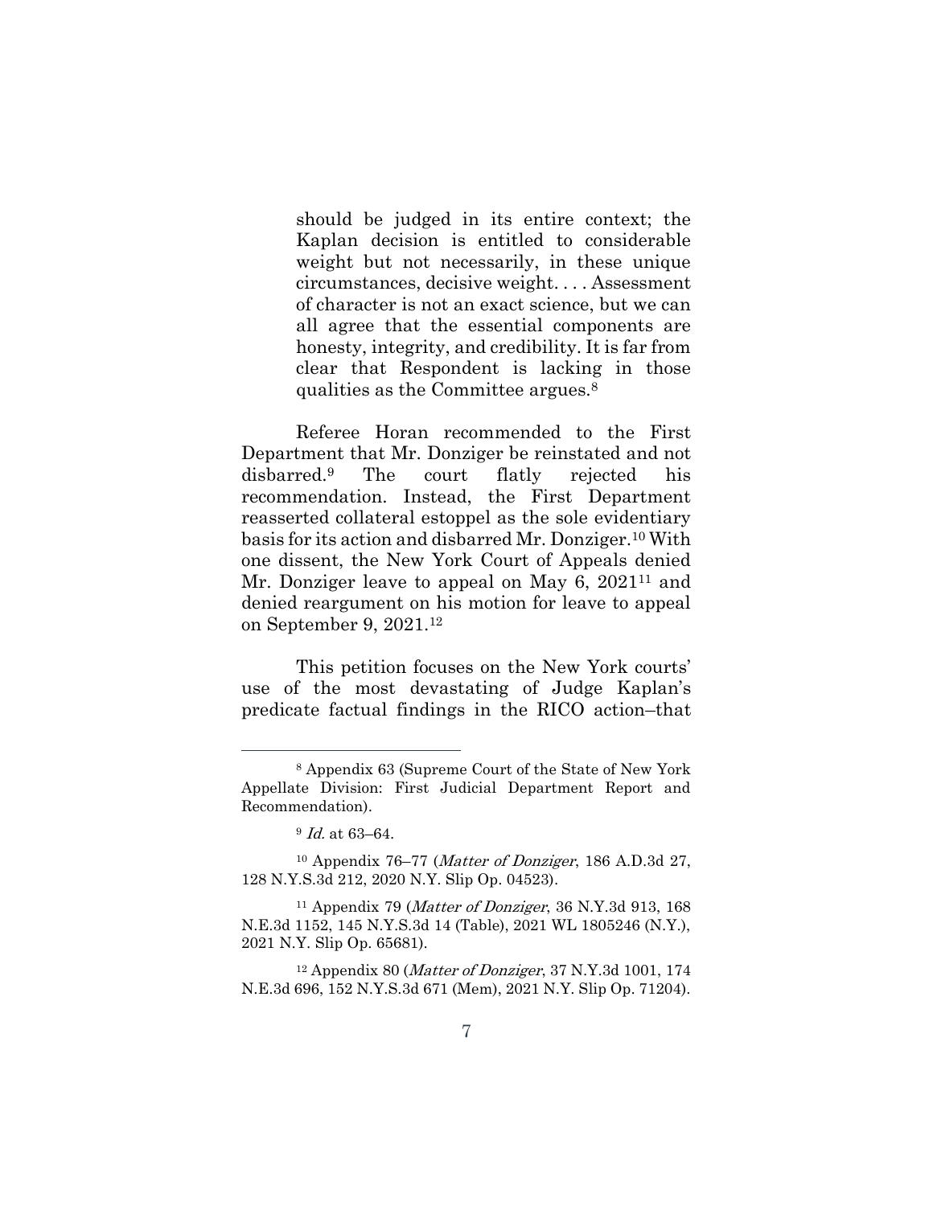> should be judged in its entire context; the Kaplan decision is entitled to considerable weight but not necessarily, in these unique circumstances, decisive weight. . . . Assessment of character is not an exact science, but we can all agree that the essential components are honesty, integrity, and credibility. It is far from clear that Respondent is lacking in those qualities as the Committee argues.[8]

Referee Horan recommended to the First Department that Mr. Donziger be reinstated and not disbarred.[9] The court flatly rejected his recommendation. Instead, the First Department reasserted collateral estoppel as the sole evidentiary basis for its action and disbarred Mr. Donziger.[10] With one dissent, the New York Court of Appeals denied Mr. Donziger leave to appeal on May 6, 2021[11] and denied reargument on his motion for leave to appeal on September 9, 2021.[12]

This petition focuses on the New York courts' use of the most devastating of Judge Kaplan's predicate factual findings in the RICO action–that

---

[8] Appendix 63 (Supreme Court of the State of New York Appellate Division: First Judicial Department Report and Recommendation).

[9] *Id.* at 63–64.

[10] Appendix 76–77 (*Matter of Donziger*, 186 A.D.3d 27, 128 N.Y.S.3d 212, 2020 N.Y. Slip Op. 04523).

[11] Appendix 79 (*Matter of Donziger*, 36 N.Y.3d 913, 168 N.E.3d 1152, 145 N.Y.S.3d 14 (Table), 2021 WL 1805246 (N.Y.), 2021 N.Y. Slip Op. 65681).

[12] Appendix 80 (*Matter of Donziger*, 37 N.Y.3d 1001, 174 N.E.3d 696, 152 N.Y.S.3d 671 (Mem), 2021 N.Y. Slip Op. 71204).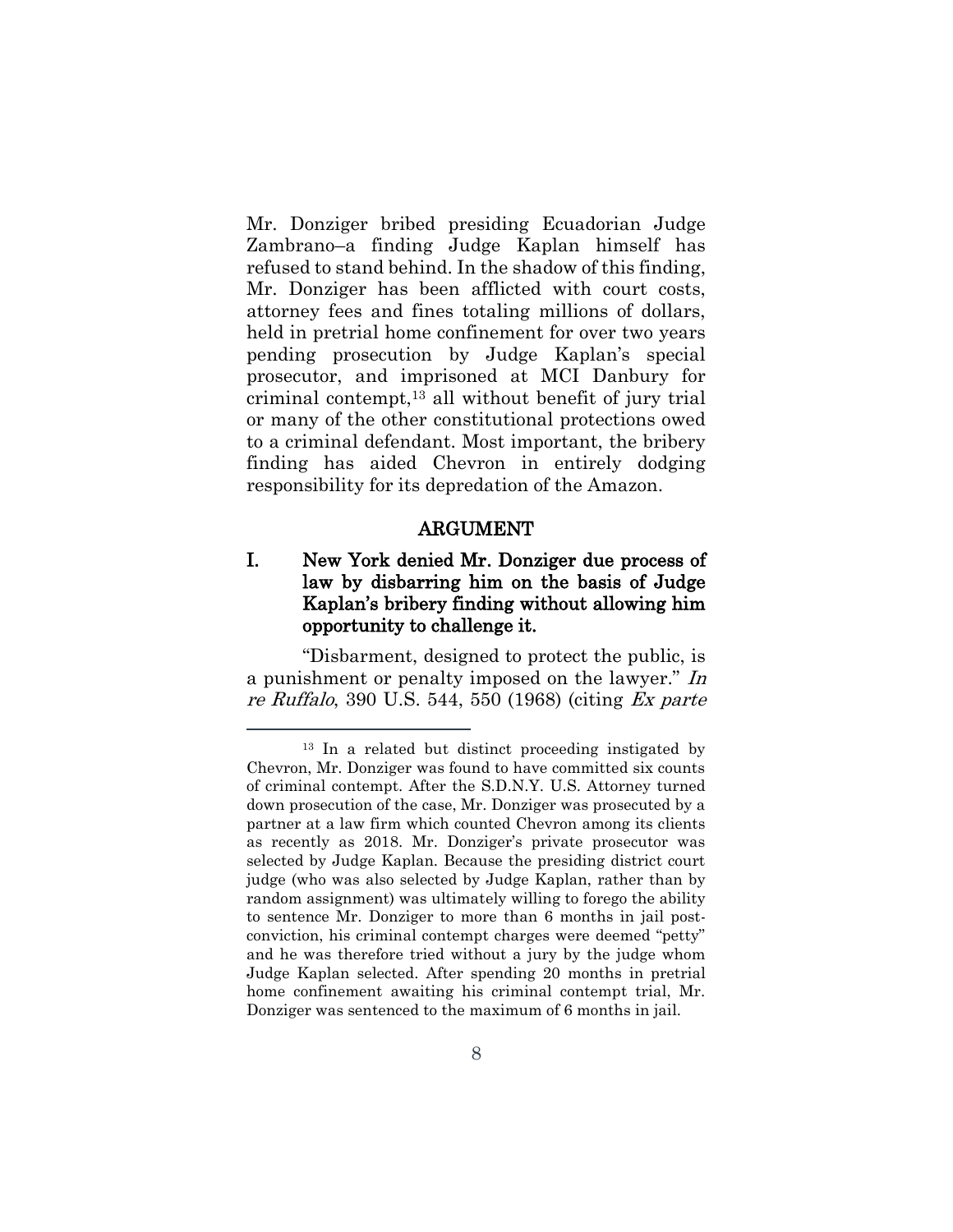Mr. Donziger bribed presiding Ecuadorian Judge Zambrano–a finding Judge Kaplan himself has refused to stand behind. In the shadow of this finding, Mr. Donziger has been afflicted with court costs, attorney fees and fines totaling millions of dollars, held in pretrial home confinement for over two years pending prosecution by Judge Kaplan's special prosecutor, and imprisoned at MCI Danbury for criminal contempt,[13] all without benefit of jury trial or many of the other constitutional protections owed to a criminal defendant. Most important, the bribery finding has aided Chevron in entirely dodging responsibility for its depredation of the Amazon.

## ARGUMENT

### I. New York denied Mr. Donziger due process of law by disbarring him on the basis of Judge Kaplan's bribery finding without allowing him opportunity to challenge it.

"Disbarment, designed to protect the public, is a punishment or penalty imposed on the lawyer." *In re Ruffalo*, 390 U.S. 544, 550 (1968) (citing *Ex parte*

---

[13] In a related but distinct proceeding instigated by Chevron, Mr. Donziger was found to have committed six counts of criminal contempt. After the S.D.N.Y. U.S. Attorney turned down prosecution of the case, Mr. Donziger was prosecuted by a partner at a law firm which counted Chevron among its clients as recently as 2018. Mr. Donziger's private prosecutor was selected by Judge Kaplan. Because the presiding district court judge (who was also selected by Judge Kaplan, rather than by random assignment) was ultimately willing to forego the ability to sentence Mr. Donziger to more than 6 months in jail post-conviction, his criminal contempt charges were deemed "petty" and he was therefore tried without a jury by the judge whom Judge Kaplan selected. After spending 20 months in pretrial home confinement awaiting his criminal contempt trial, Mr. Donziger was sentenced to the maximum of 6 months in jail.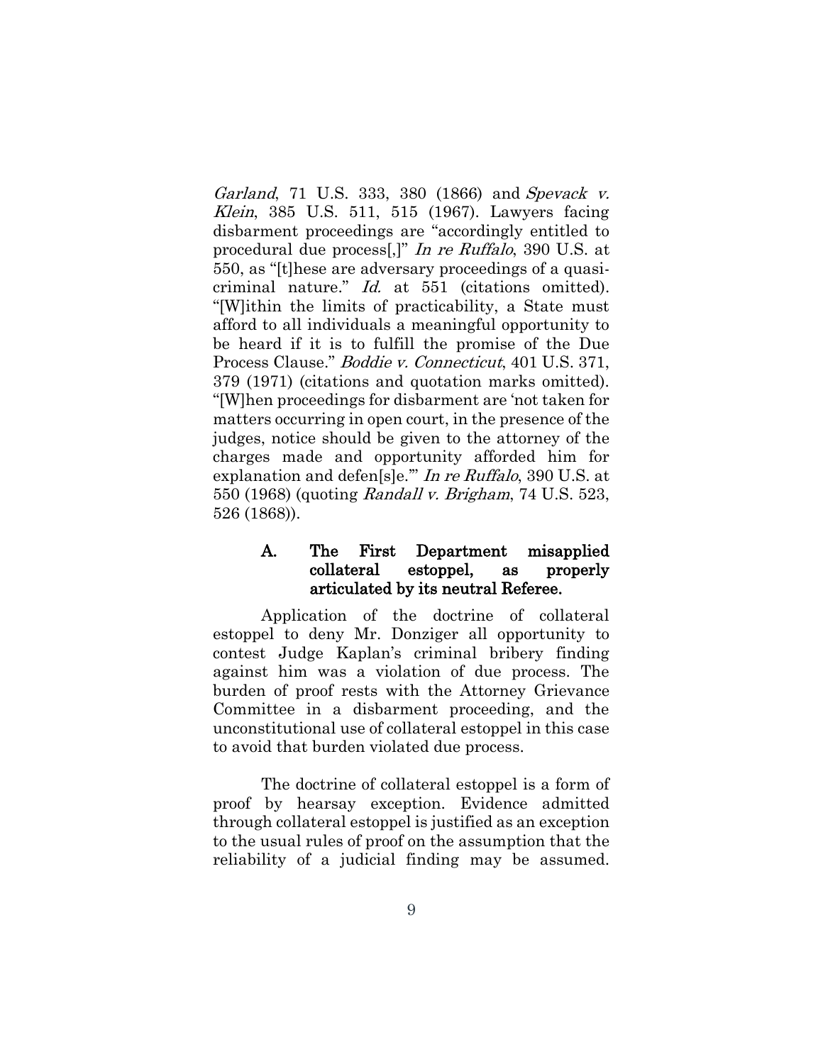*Garland*, 71 U.S. 333, 380 (1866) and *Spevack v. Klein*, 385 U.S. 511, 515 (1967). Lawyers facing disbarment proceedings are "accordingly entitled to procedural due process[,]" *In re Ruffalo*, 390 U.S. at 550, as "[t]hese are adversary proceedings of a quasi-criminal nature." *Id.* at 551 (citations omitted). "[W]ithin the limits of practicability, a State must afford to all individuals a meaningful opportunity to be heard if it is to fulfill the promise of the Due Process Clause." *Boddie v. Connecticut*, 401 U.S. 371, 379 (1971) (citations and quotation marks omitted). "[W]hen proceedings for disbarment are 'not taken for matters occurring in open court, in the presence of the judges, notice should be given to the attorney of the charges made and opportunity afforded him for explanation and defen[s]e.'" *In re Ruffalo*, 390 U.S. at 550 (1968) (quoting *Randall v. Brigham*, 74 U.S. 523, 526 (1868)).

### A. The First Department misapplied collateral estoppel, as properly articulated by its neutral Referee.

Application of the doctrine of collateral estoppel to deny Mr. Donziger all opportunity to contest Judge Kaplan's criminal bribery finding against him was a violation of due process. The burden of proof rests with the Attorney Grievance Committee in a disbarment proceeding, and the unconstitutional use of collateral estoppel in this case to avoid that burden violated due process.

The doctrine of collateral estoppel is a form of proof by hearsay exception. Evidence admitted through collateral estoppel is justified as an exception to the usual rules of proof on the assumption that the reliability of a judicial finding may be assumed.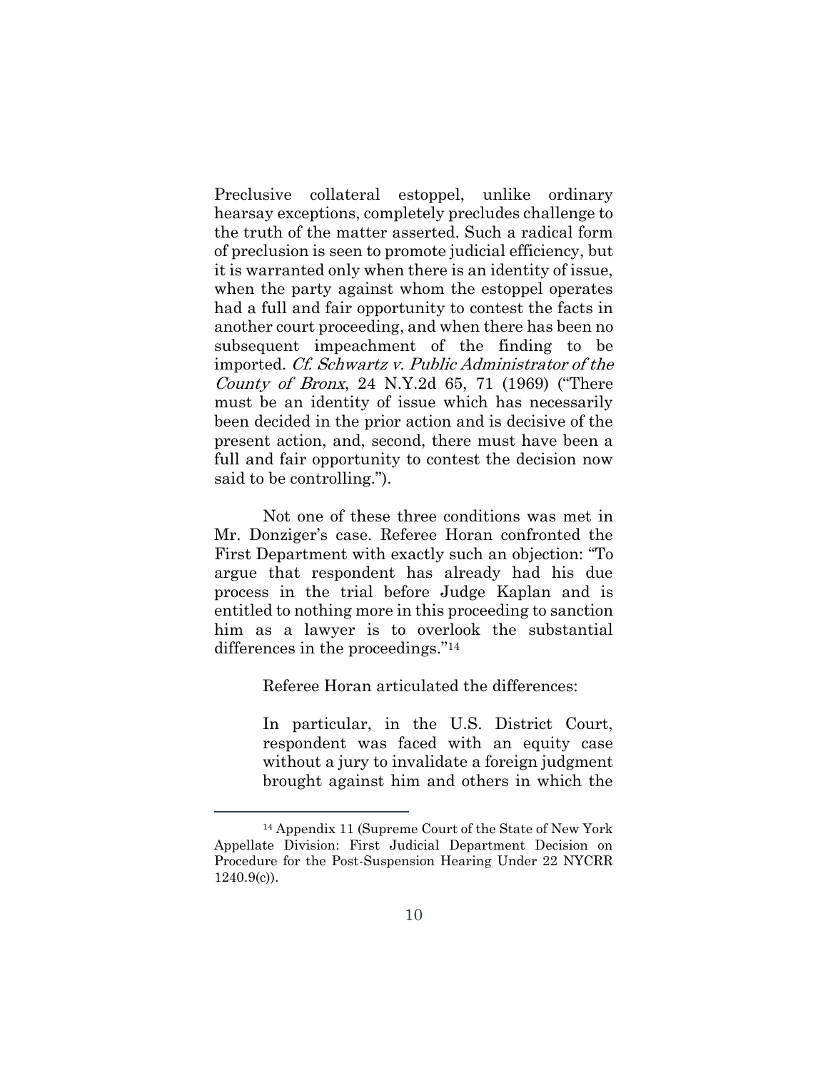Preclusive collateral estoppel, unlike ordinary hearsay exceptions, completely precludes challenge to the truth of the matter asserted. Such a radical form of preclusion is seen to promote judicial efficiency, but it is warranted only when there is an identity of issue, when the party against whom the estoppel operates had a full and fair opportunity to contest the facts in another court proceeding, and when there has been no subsequent impeachment of the finding to be imported. *Cf. Schwartz v. Public Administrator of the County of Bronx*, 24 N.Y.2d 65, 71 (1969) ("There must be an identity of issue which has necessarily been decided in the prior action and is decisive of the present action, and, second, there must have been a full and fair opportunity to contest the decision now said to be controlling.").

Not one of these three conditions was met in Mr. Donziger's case. Referee Horan confronted the First Department with exactly such an objection: "To argue that respondent has already had his due process in the trial before Judge Kaplan and is entitled to nothing more in this proceeding to sanction him as a lawyer is to overlook the substantial differences in the proceedings."[14]

Referee Horan articulated the differences:

> In particular, in the U.S. District Court, respondent was faced with an equity case without a jury to invalidate a foreign judgment brought against him and others in which the

[14] Appendix 11 (Supreme Court of the State of New York Appellate Division: First Judicial Department Decision on Procedure for the Post-Suspension Hearing Under 22 NYCRR 1240.9(c)).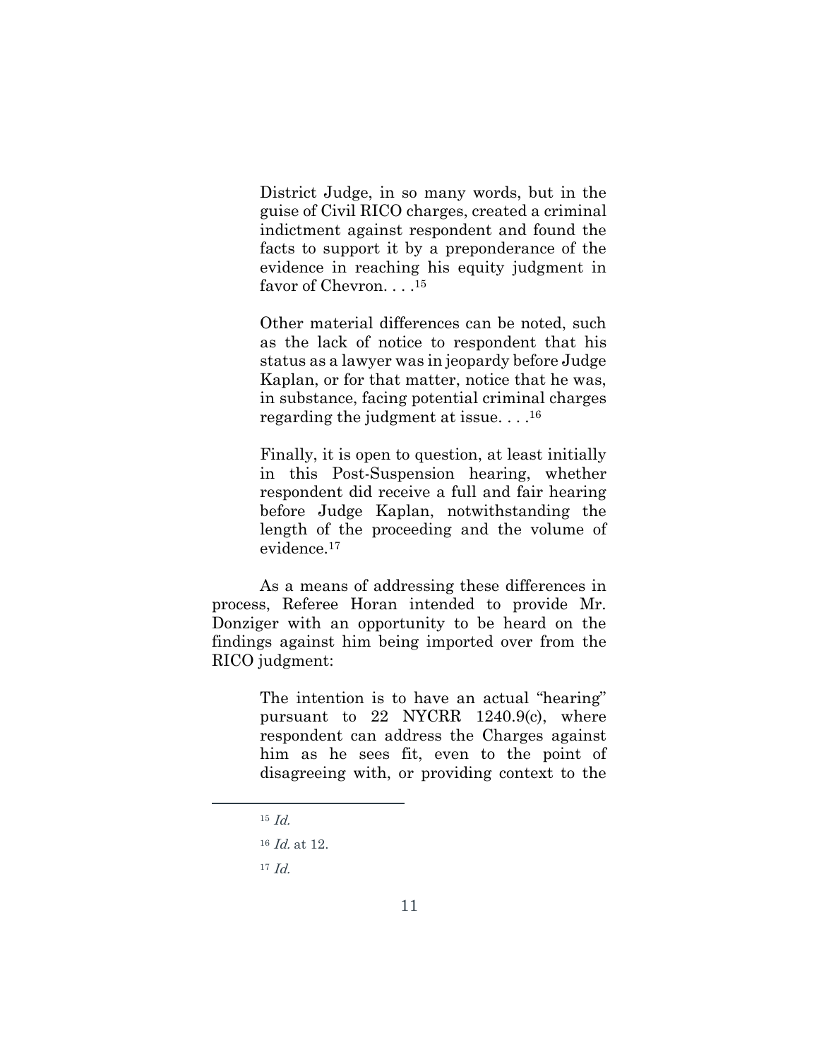> District Judge, in so many words, but in the guise of Civil RICO charges, created a criminal indictment against respondent and found the facts to support it by a preponderance of the evidence in reaching his equity judgment in favor of Chevron. . . .[15]
>
> Other material differences can be noted, such as the lack of notice to respondent that his status as a lawyer was in jeopardy before Judge Kaplan, or for that matter, notice that he was, in substance, facing potential criminal charges regarding the judgment at issue. . . .[16]
>
> Finally, it is open to question, at least initially in this Post-Suspension hearing, whether respondent did receive a full and fair hearing before Judge Kaplan, notwithstanding the length of the proceeding and the volume of evidence.[17]

As a means of addressing these differences in process, Referee Horan intended to provide Mr. Donziger with an opportunity to be heard on the findings against him being imported over from the RICO judgment:

> The intention is to have an actual "hearing" pursuant to 22 NYCRR 1240.9(c), where respondent can address the Charges against him as he sees fit, even to the point of disagreeing with, or providing context to the

---

[15] *Id.*

[16] *Id.* at 12.

[17] *Id.*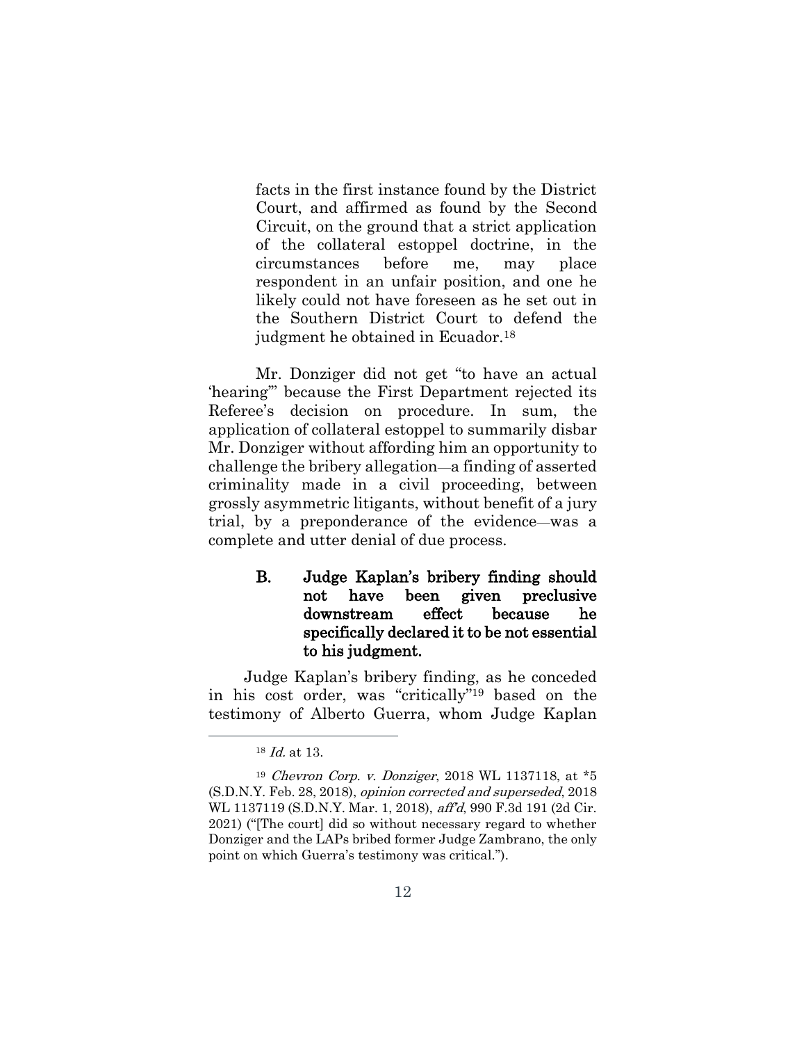> facts in the first instance found by the District Court, and affirmed as found by the Second Circuit, on the ground that a strict application of the collateral estoppel doctrine, in the circumstances before me, may place respondent in an unfair position, and one he likely could not have foreseen as he set out in the Southern District Court to defend the judgment he obtained in Ecuador.[18]

Mr. Donziger did not get "to have an actual 'hearing'" because the First Department rejected its Referee's decision on procedure. In sum, the application of collateral estoppel to summarily disbar Mr. Donziger without affording him an opportunity to challenge the bribery allegation—a finding of asserted criminality made in a civil proceeding, between grossly asymmetric litigants, without benefit of a jury trial, by a preponderance of the evidence—was a complete and utter denial of due process.

### B. Judge Kaplan's bribery finding should not have been given preclusive downstream effect because he specifically declared it to be not essential to his judgment.

Judge Kaplan's bribery finding, as he conceded in his cost order, was "critically"[19] based on the testimony of Alberto Guerra, whom Judge Kaplan

---

[18] *Id.* at 13.

[19] *Chevron Corp. v. Donziger*, 2018 WL 1137118, at *5 (S.D.N.Y. Feb. 28, 2018), *opinion corrected and superseded*, 2018 WL 1137119 (S.D.N.Y. Mar. 1, 2018), *aff'd*, 990 F.3d 191 (2d Cir. 2021) ("[The court] did so without necessary regard to whether Donziger and the LAPs bribed former Judge Zambrano, the only point on which Guerra's testimony was critical.").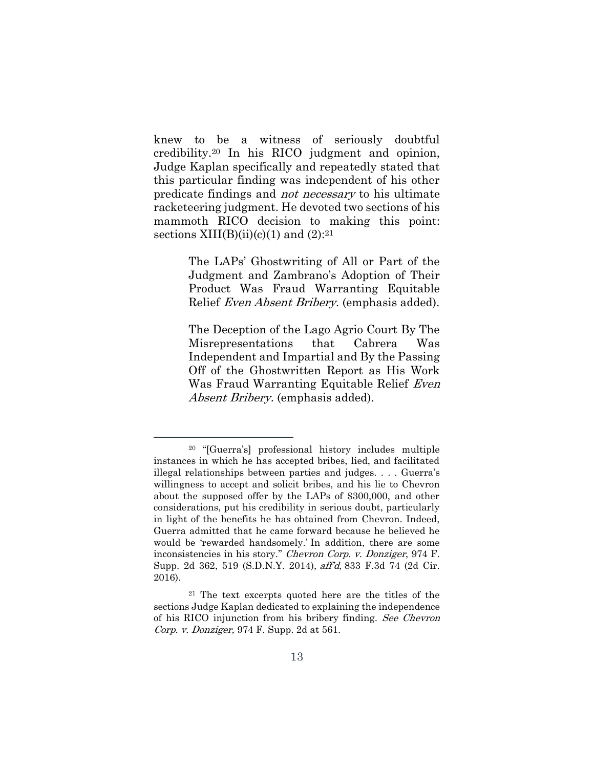knew to be a witness of seriously doubtful credibility.[20] In his RICO judgment and opinion, Judge Kaplan specifically and repeatedly stated that this particular finding was independent of his other predicate findings and *not necessary* to his ultimate racketeering judgment. He devoted two sections of his mammoth RICO decision to making this point: sections XIII(B)(ii)(c)(1) and (2):[21]

> The LAPs' Ghostwriting of All or Part of the Judgment and Zambrano's Adoption of Their Product Was Fraud Warranting Equitable Relief *Even Absent Bribery.* (emphasis added).
>
> The Deception of the Lago Agrio Court By The Misrepresentations that Cabrera Was Independent and Impartial and By the Passing Off of the Ghostwritten Report as His Work Was Fraud Warranting Equitable Relief *Even Absent Bribery.* (emphasis added).

---

[20] "[Guerra's] professional history includes multiple instances in which he has accepted bribes, lied, and facilitated illegal relationships between parties and judges. . . . Guerra's willingness to accept and solicit bribes, and his lie to Chevron about the supposed offer by the LAPs of $300,000, and other considerations, put his credibility in serious doubt, particularly in light of the benefits he has obtained from Chevron. Indeed, Guerra admitted that he came forward because he believed he would be 'rewarded handsomely.' In addition, there are some inconsistencies in his story." *Chevron Corp. v. Donziger*, 974 F. Supp. 2d 362, 519 (S.D.N.Y. 2014), *aff'd*, 833 F.3d 74 (2d Cir. 2016).

[21] The text excerpts quoted here are the titles of the sections Judge Kaplan dedicated to explaining the independence of his RICO injunction from his bribery finding. *See Chevron Corp. v. Donziger,* 974 F. Supp. 2d at 561.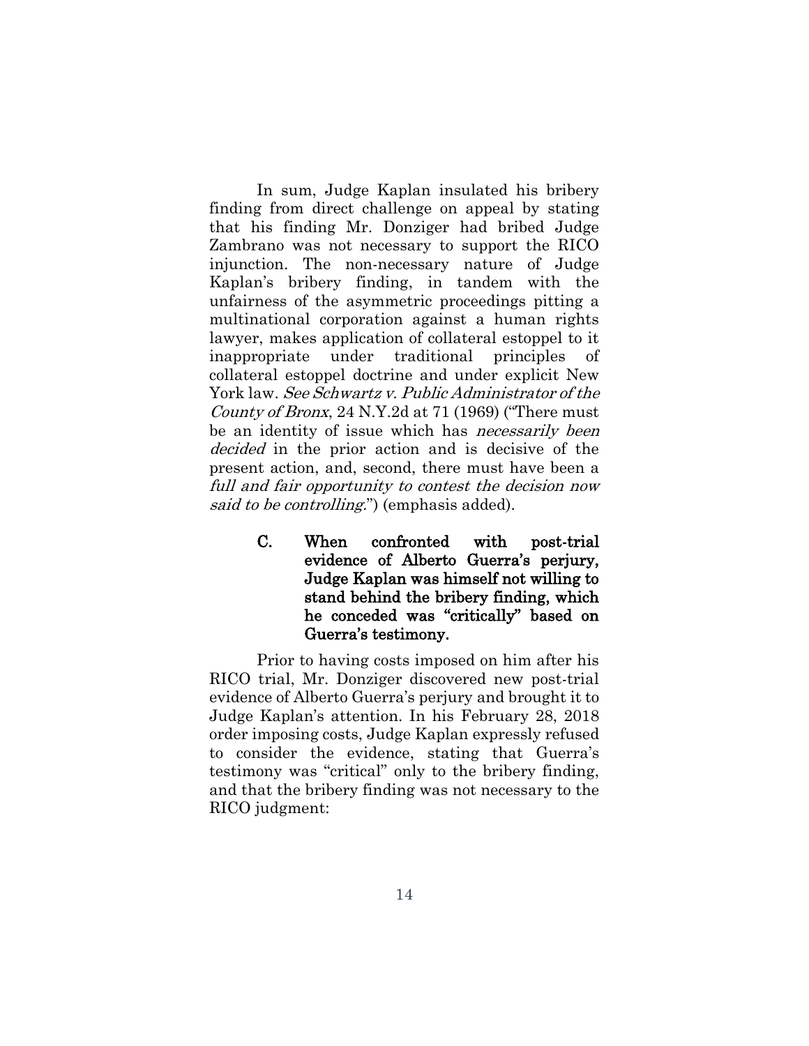In sum, Judge Kaplan insulated his bribery finding from direct challenge on appeal by stating that his finding Mr. Donziger had bribed Judge Zambrano was not necessary to support the RICO injunction. The non-necessary nature of Judge Kaplan's bribery finding, in tandem with the unfairness of the asymmetric proceedings pitting a multinational corporation against a human rights lawyer, makes application of collateral estoppel to it inappropriate under traditional principles of collateral estoppel doctrine and under explicit New York law. *See Schwartz v. Public Administrator of the County of Bronx*, 24 N.Y.2d at 71 (1969) ("There must be an identity of issue which has *necessarily been decided* in the prior action and is decisive of the present action, and, second, there must have been a *full and fair opportunity to contest the decision now said to be controlling*.") (emphasis added).

### C. When confronted with post-trial evidence of Alberto Guerra's perjury, Judge Kaplan was himself not willing to stand behind the bribery finding, which he conceded was "critically" based on Guerra's testimony.

Prior to having costs imposed on him after his RICO trial, Mr. Donziger discovered new post-trial evidence of Alberto Guerra's perjury and brought it to Judge Kaplan's attention. In his February 28, 2018 order imposing costs, Judge Kaplan expressly refused to consider the evidence, stating that Guerra's testimony was "critical" only to the bribery finding, and that the bribery finding was not necessary to the RICO judgment: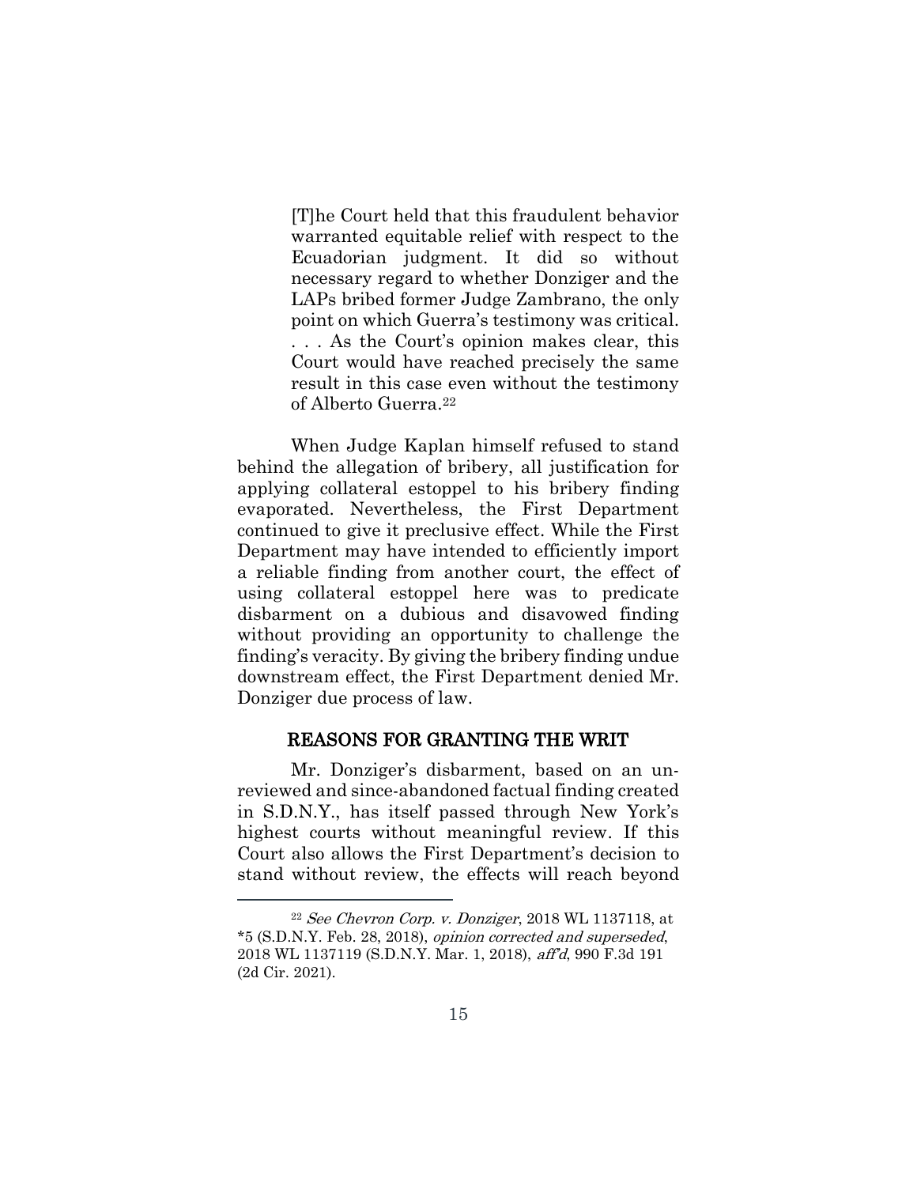> [T]he Court held that this fraudulent behavior warranted equitable relief with respect to the Ecuadorian judgment. It did so without necessary regard to whether Donziger and the LAPs bribed former Judge Zambrano, the only point on which Guerra's testimony was critical. . . . As the Court's opinion makes clear, this Court would have reached precisely the same result in this case even without the testimony of Alberto Guerra.[22]

When Judge Kaplan himself refused to stand behind the allegation of bribery, all justification for applying collateral estoppel to his bribery finding evaporated. Nevertheless, the First Department continued to give it preclusive effect. While the First Department may have intended to efficiently import a reliable finding from another court, the effect of using collateral estoppel here was to predicate disbarment on a dubious and disavowed finding without providing an opportunity to challenge the finding's veracity. By giving the bribery finding undue downstream effect, the First Department denied Mr. Donziger due process of law.

## REASONS FOR GRANTING THE WRIT

Mr. Donziger's disbarment, based on an unreviewed and since-abandoned factual finding created in S.D.N.Y., has itself passed through New York's highest courts without meaningful review. If this Court also allows the First Department's decision to stand without review, the effects will reach beyond

---

[22] *See Chevron Corp. v. Donziger*, 2018 WL 1137118, at *5 (S.D.N.Y. Feb. 28, 2018), *opinion corrected and superseded*, 2018 WL 1137119 (S.D.N.Y. Mar. 1, 2018), *aff'd*, 990 F.3d 191 (2d Cir. 2021).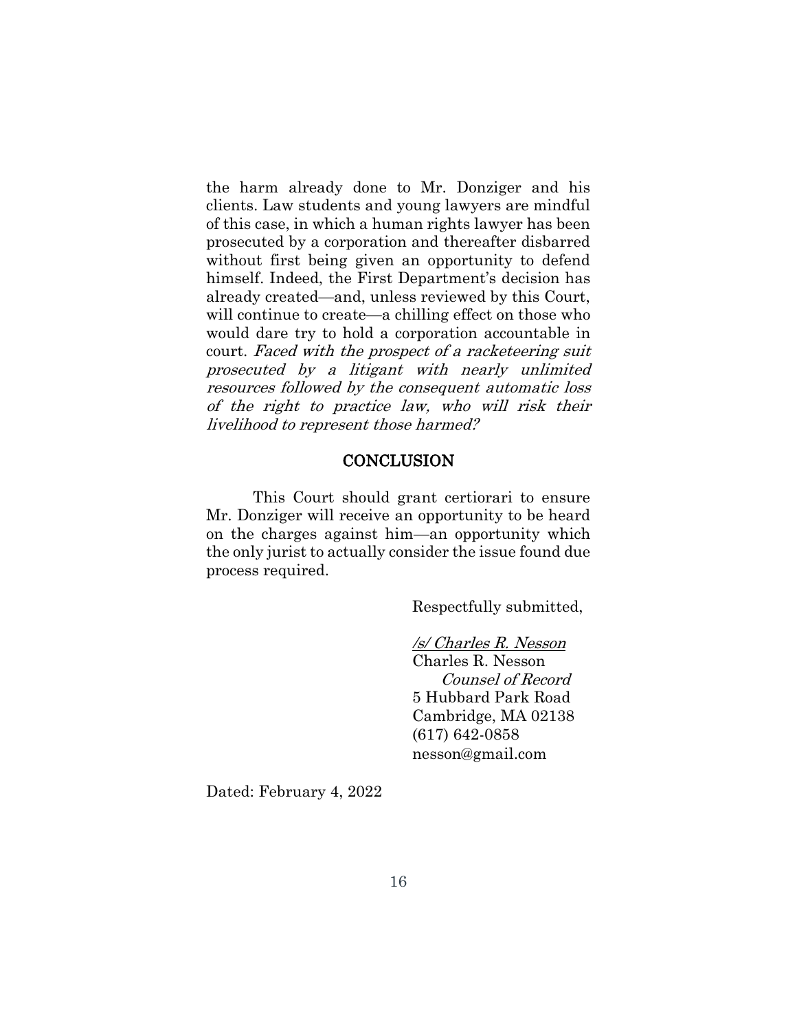the harm already done to Mr. Donziger and his clients. Law students and young lawyers are mindful of this case, in which a human rights lawyer has been prosecuted by a corporation and thereafter disbarred without first being given an opportunity to defend himself. Indeed, the First Department's decision has already created—and, unless reviewed by this Court, will continue to create—a chilling effect on those who would dare try to hold a corporation accountable in court. *Faced with the prospect of a racketeering suit prosecuted by a litigant with nearly unlimited resources followed by the consequent automatic loss of the right to practice law, who will risk their livelihood to represent those harmed?*

## CONCLUSION

This Court should grant certiorari to ensure Mr. Donziger will receive an opportunity to be heard on the charges against him—an opportunity which the only jurist to actually consider the issue found due process required.

Respectfully submitted,

*/s/ Charles R. Nesson*
Charles R. Nesson
*Counsel of Record*
5 Hubbard Park Road
Cambridge, MA 02138
(617) 642-0858
nesson@gmail.com

Dated: February 4, 2022